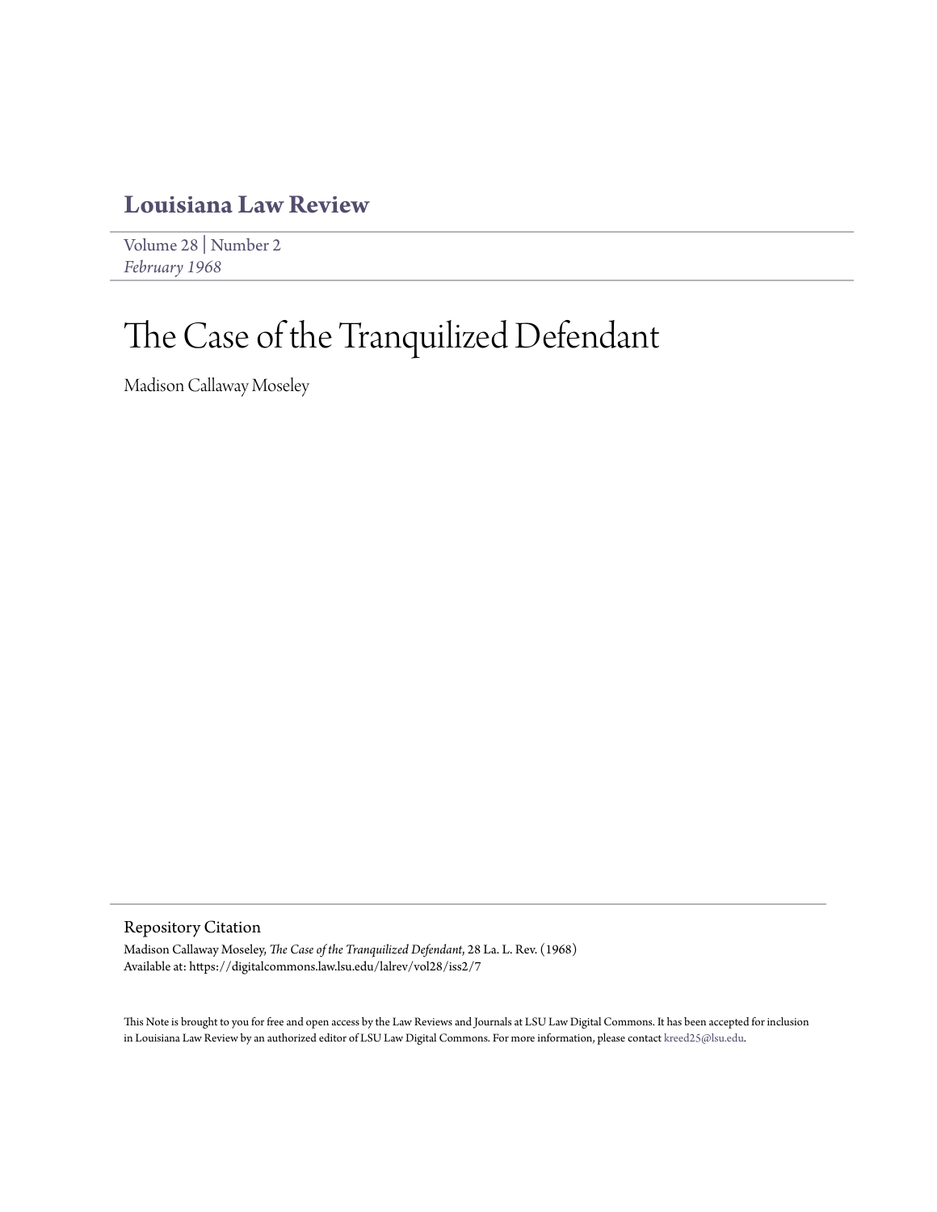# Louisiana Law Review

Volume 28 | Number 2
*February 1968*

# The Case of the Tranquilized Defendant

Madison Callaway Moseley

## Repository Citation

Madison Callaway Moseley, *The Case of the Tranquilized Defendant*, 28 La. L. Rev. (1968)
Available at: https://digitalcommons.law.lsu.edu/lalrev/vol28/iss2/7

This Note is brought to you for free and open access by the Law Reviews and Journals at LSU Law Digital Commons. It has been accepted for inclusion in Louisiana Law Review by an authorized editor of LSU Law Digital Commons. For more information, please contact kreed25@lsu.edu.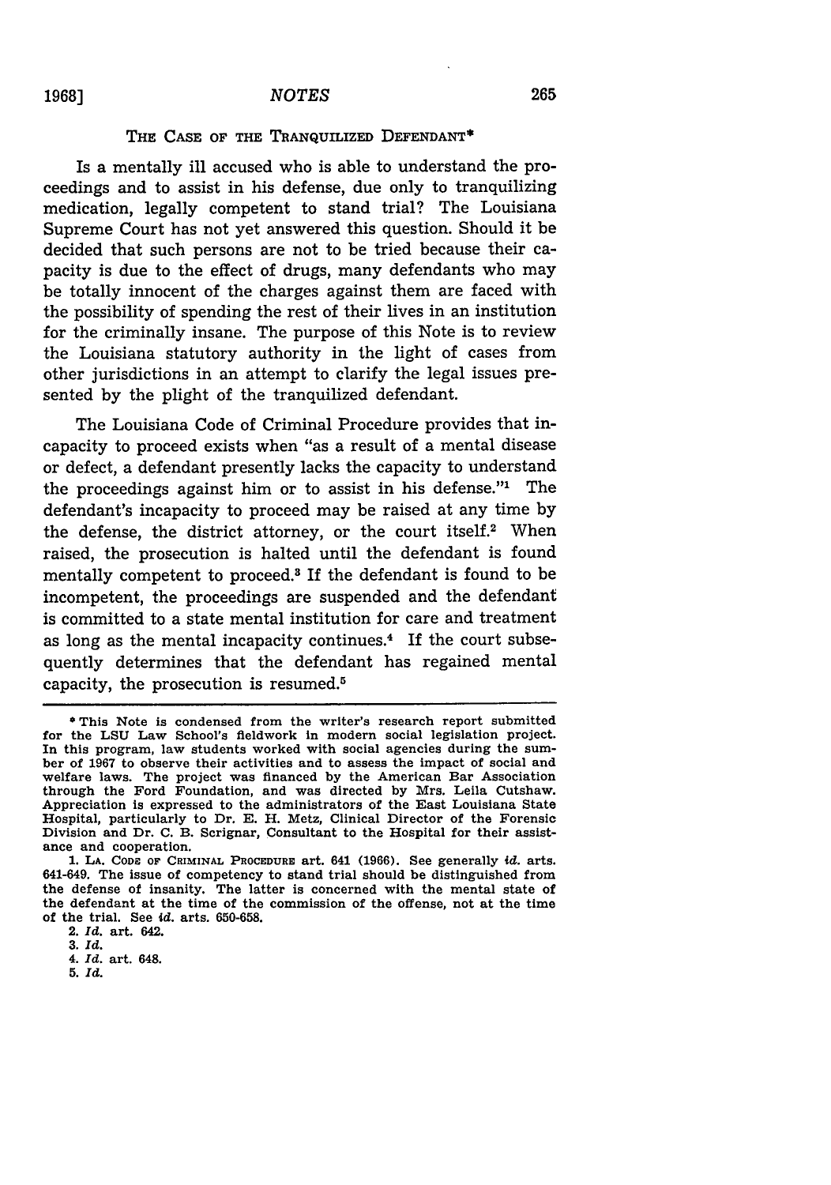## The Case of the Tranquilized Defendant*

Is a mentally ill accused who is able to understand the proceedings and to assist in his defense, due only to tranquilizing medication, legally competent to stand trial? The Louisiana Supreme Court has not yet answered this question. Should it be decided that such persons are not to be tried because their capacity is due to the effect of drugs, many defendants who may be totally innocent of the charges against them are faced with the possibility of spending the rest of their lives in an institution for the criminally insane. The purpose of this Note is to review the Louisiana statutory authority in the light of cases from other jurisdictions in an attempt to clarify the legal issues presented by the plight of the tranquilized defendant.

The Louisiana Code of Criminal Procedure provides that incapacity to proceed exists when "as a result of a mental disease or defect, a defendant presently lacks the capacity to understand the proceedings against him or to assist in his defense."[1] The defendant's incapacity to proceed may be raised at any time by the defense, the district attorney, or the court itself.[2] When raised, the prosecution is halted until the defendant is found mentally competent to proceed.[3] If the defendant is found to be incompetent, the proceedings are suspended and the defendant is committed to a state mental institution for care and treatment as long as the mental incapacity continues.[4] If the court subsequently determines that the defendant has regained mental capacity, the prosecution is resumed.[5]

---

\* This Note is condensed from the writer's research report submitted for the LSU Law School's fieldwork in modern social legislation project. In this program, law students worked with social agencies during the sumber of 1967 to observe their activities and to assess the impact of social and welfare laws. The project was financed by the American Bar Association through the Ford Foundation, and was directed by Mrs. Leila Cutshaw. Appreciation is expressed to the administrators of the East Louisiana State Hospital, particularly to Dr. E. H. Metz, Clinical Director of the Forensic Division and Dr. C. B. Scrignar, Consultant to the Hospital for their assistance and cooperation.

1. La. Code of Criminal Procedure art. 641 (1966). See generally *id.* arts. 641-649. The issue of competency to stand trial should be distinguished from the defense of insanity. The latter is concerned with the mental state of the defendant at the time of the commission of the offense, not at the time of the trial. See *id.* arts. 650-658.

2. *Id.* art. 642.

3. *Id.*

4. *Id.* art. 648.

5. *Id.*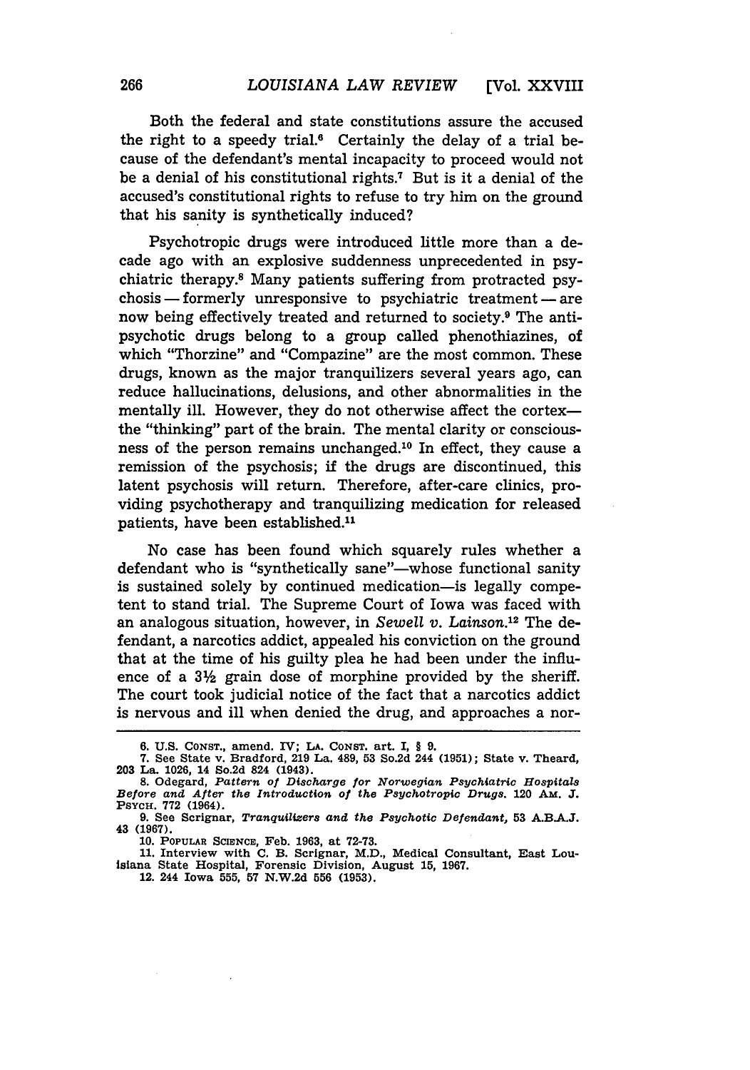Both the federal and state constitutions assure the accused the right to a speedy trial.[6] Certainly the delay of a trial because of the defendant's mental incapacity to proceed would not be a denial of his constitutional rights.[7] But is it a denial of the accused's constitutional rights to refuse to try him on the ground that his sanity is synthetically induced?

Psychotropic drugs were introduced little more than a decade ago with an explosive suddenness unprecedented in psychiatric therapy.[8] Many patients suffering from protracted psychosis — formerly unresponsive to psychiatric treatment — are now being effectively treated and returned to society.[9] The antipsychotic drugs belong to a group called phenothiazines, of which "Thorzine" and "Compazine" are the most common. These drugs, known as the major tranquilizers several years ago, can reduce hallucinations, delusions, and other abnormalities in the mentally ill. However, they do not otherwise affect the cortex—the "thinking" part of the brain. The mental clarity or consciousness of the person remains unchanged.[10] In effect, they cause a remission of the psychosis; if the drugs are discontinued, this latent psychosis will return. Therefore, after-care clinics, providing psychotherapy and tranquilizing medication for released patients, have been established.[11]

No case has been found which squarely rules whether a defendant who is "synthetically sane"—whose functional sanity is sustained solely by continued medication—is legally competent to stand trial. The Supreme Court of Iowa was faced with an analogous situation, however, in *Sewell v. Lainson.*[12] The defendant, a narcotics addict, appealed his conviction on the ground that at the time of his guilty plea he had been under the influence of a 3½ grain dose of morphine provided by the sheriff. The court took judicial notice of the fact that a narcotics addict is nervous and ill when denied the drug, and approaches a nor-

---

6. U.S. CONST., amend. IV; LA. CONST. art. I, § 9.

7. See State v. Bradford, 219 La. 489, 53 So.2d 244 (1951); State v. Theard, 203 La. 1026, 14 So.2d 824 (1943).

8. Odegard, *Pattern of Discharge for Norwegian Psychiatric Hospitals Before and After the Introduction of the Psychotropic Drugs.* 120 AM. J. PSYCH. 772 (1964).

9. See Scrignar, *Tranquilizers and the Psychotic Defendant,* 53 A.B.A.J. 43 (1967).

10. POPULAR SCIENCE, Feb. 1963, at 72-73.

11. Interview with C. B. Scrignar, M.D., Medical Consultant, East Louisiana State Hospital, Forensic Division, August 15, 1967.

12. 244 Iowa 555, 57 N.W.2d 556 (1953).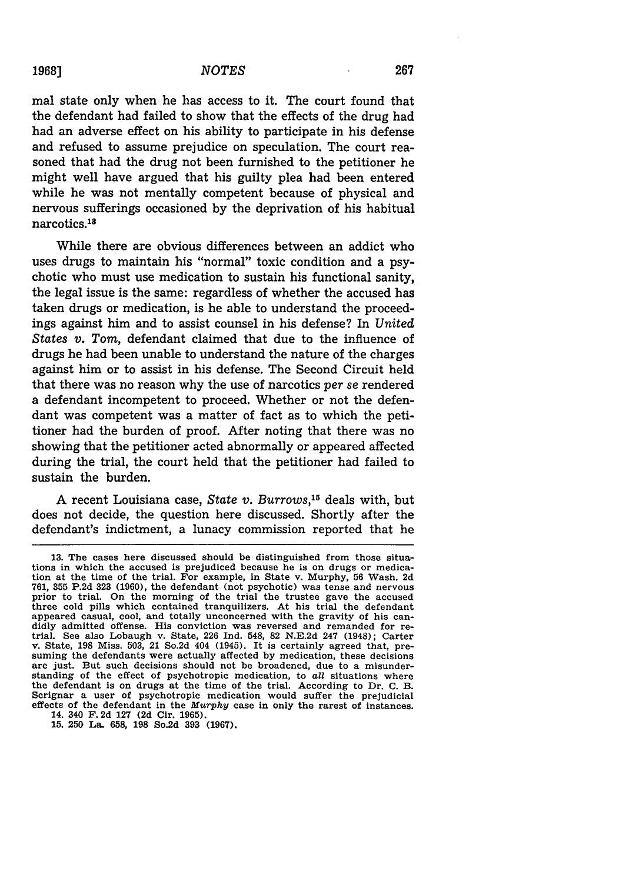mal state only when he has access to it. The court found that the defendant had failed to show that the effects of the drug had had an adverse effect on his ability to participate in his defense and refused to assume prejudice on speculation. The court reasoned that had the drug not been furnished to the petitioner he might well have argued that his guilty plea had been entered while he was not mentally competent because of physical and nervous sufferings occasioned by the deprivation of his habitual narcotics.[13]

While there are obvious differences between an addict who uses drugs to maintain his "normal" toxic condition and a psychotic who must use medication to sustain his functional sanity, the legal issue is the same: regardless of whether the accused has taken drugs or medication, is he able to understand the proceedings against him and to assist counsel in his defense? In *United States v. Tom*, defendant claimed that due to the influence of drugs he had been unable to understand the nature of the charges against him or to assist in his defense. The Second Circuit held that there was no reason why the use of narcotics *per se* rendered a defendant incompetent to proceed. Whether or not the defendant was competent was a matter of fact as to which the petitioner had the burden of proof. After noting that there was no showing that the petitioner acted abnormally or appeared affected during the trial, the court held that the petitioner had failed to sustain the burden.

A recent Louisiana case, *State v. Burrows*,[15] deals with, but does not decide, the question here discussed. Shortly after the defendant's indictment, a lunacy commission reported that he

---

13. The cases here discussed should be distinguished from those situations in which the accused is prejudiced because he is on drugs or medication at the time of the trial. For example, in State v. Murphy, 56 Wash. 2d 761, 355 P.2d 323 (1960), the defendant (not psychotic) was tense and nervous prior to trial. On the morning of the trial the trustee gave the accused three cold pills which contained tranquilizers. At his trial the defendant appeared casual, cool, and totally unconcerned with the gravity of his candidly admitted offense. His conviction was reversed and remanded for retrial. See also Lobaugh v. State, 226 Ind. 548, 82 N.E.2d 247 (1948); Carter v. State, 198 Miss. 503, 21 So.2d 404 (1945). It is certainly agreed that, presuming the defendants were actually affected by medication, these decisions are just. But such decisions should not be broadened, due to a misunderstanding of the effect of psychotropic medication, to *all* situations where the defendant is on drugs at the time of the trial. According to Dr. C. B. Scrignar a user of psychotropic medication would suffer the prejudicial effects of the defendant in the *Murphy* case in only the rarest of instances.

14. 340 F.2d 127 (2d Cir. 1965).

15. 250 La. 658, 198 So.2d 393 (1967).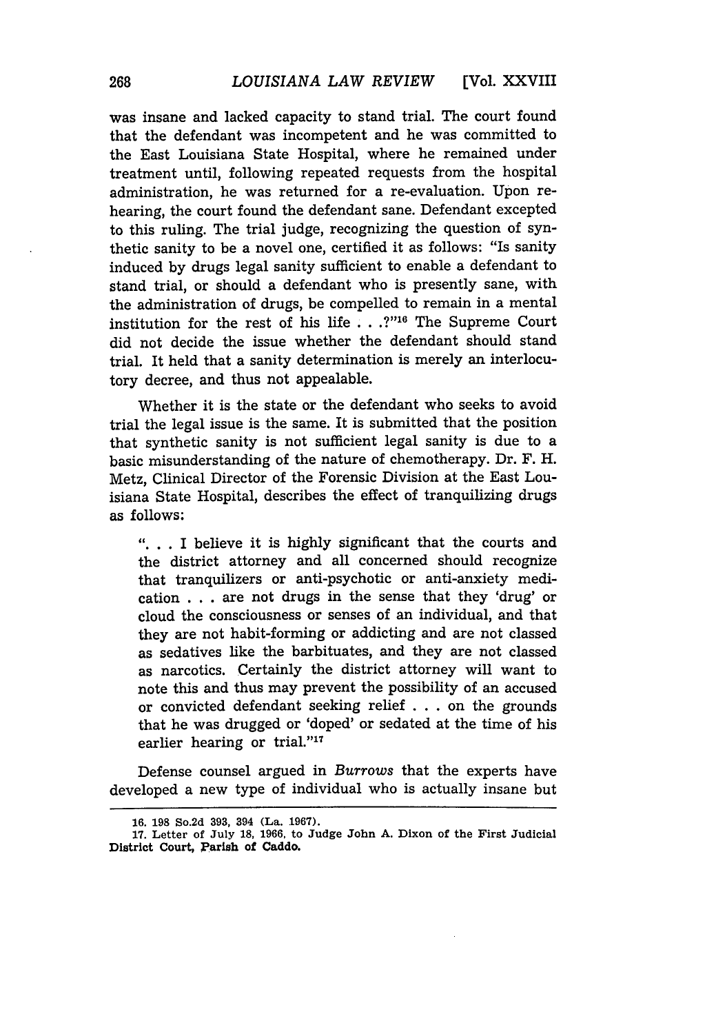was insane and lacked capacity to stand trial. The court found that the defendant was incompetent and he was committed to the East Louisiana State Hospital, where he remained under treatment until, following repeated requests from the hospital administration, he was returned for a re-evaluation. Upon rehearing, the court found the defendant sane. Defendant excepted to this ruling. The trial judge, recognizing the question of synthetic sanity to be a novel one, certified it as follows: "Is sanity induced by drugs legal sanity sufficient to enable a defendant to stand trial, or should a defendant who is presently sane, with the administration of drugs, be compelled to remain in a mental institution for the rest of his life . . ?"[16] The Supreme Court did not decide the issue whether the defendant should stand trial. It held that a sanity determination is merely an interlocutory decree, and thus not appealable.

Whether it is the state or the defendant who seeks to avoid trial the legal issue is the same. It is submitted that the position that synthetic sanity is not sufficient legal sanity is due to a basic misunderstanding of the nature of chemotherapy. Dr. F. H. Metz, Clinical Director of the Forensic Division at the East Louisiana State Hospital, describes the effect of tranquilizing drugs as follows:

> ". . . I believe it is highly significant that the courts and the district attorney and all concerned should recognize that tranquilizers or anti-psychotic or anti-anxiety medication . . . are not drugs in the sense that they 'drug' or cloud the consciousness or senses of an individual, and that they are not habit-forming or addicting and are not classed as sedatives like the barbituates, and they are not classed as narcotics. Certainly the district attorney will want to note this and thus may prevent the possibility of an accused or convicted defendant seeking relief . . . on the grounds that he was drugged or 'doped' or sedated at the time of his earlier hearing or trial."[17]

Defense counsel argued in *Burrows* that the experts have developed a new type of individual who is actually insane but

---

16. 198 So.2d 393, 394 (La. 1967).

17. Letter of July 18, 1966, to Judge John A. Dixon of the First Judicial District Court, Parish of Caddo.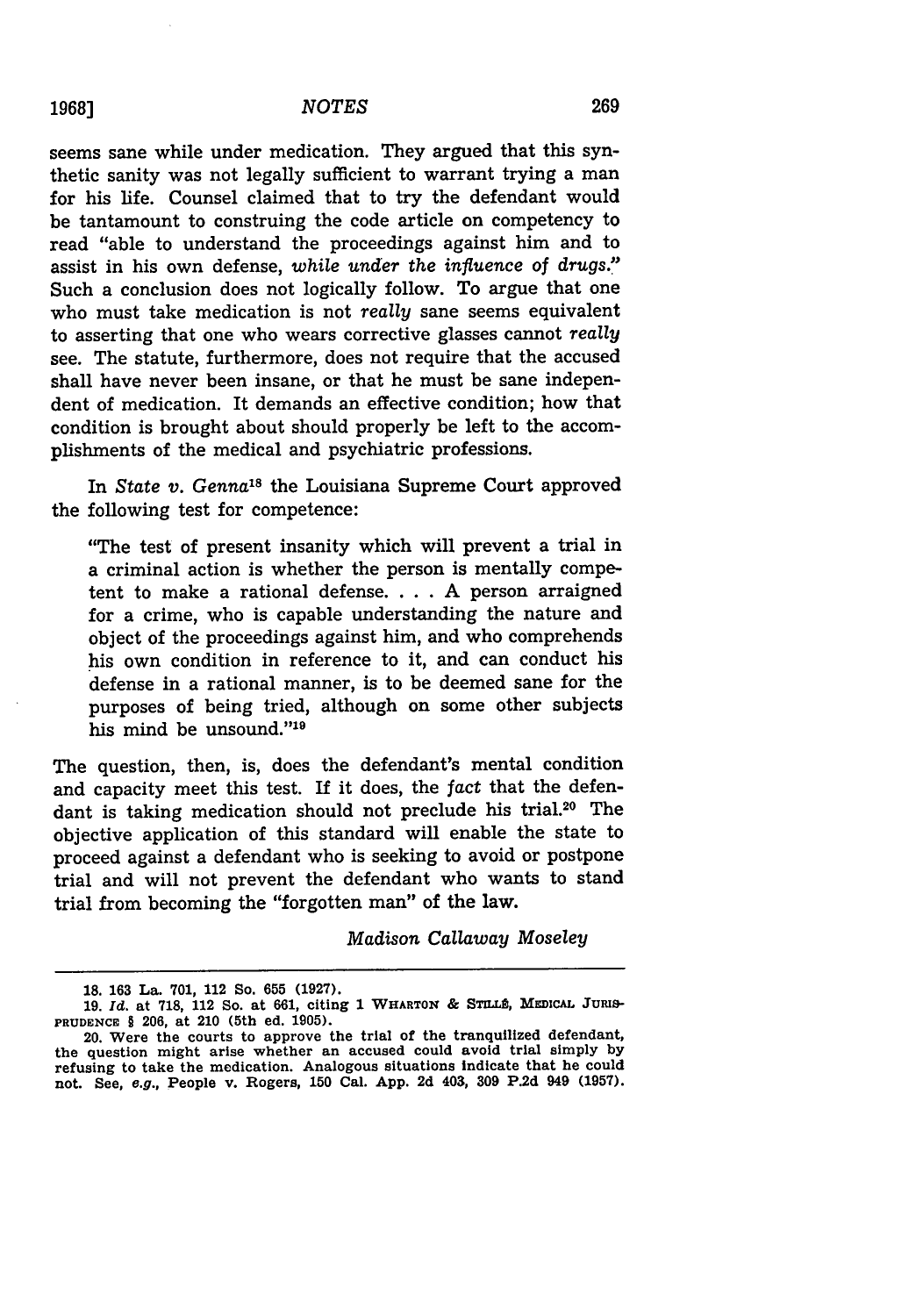seems sane while under medication. They argued that this synthetic sanity was not legally sufficient to warrant trying a man for his life. Counsel claimed that to try the defendant would be tantamount to construing the code article on competency to read "able to understand the proceedings against him and to assist in his own defense, *while under the influence of drugs.*" Such a conclusion does not logically follow. To argue that one who must take medication is not *really* sane seems equivalent to asserting that one who wears corrective glasses cannot *really* see. The statute, furthermore, does not require that the accused shall have never been insane, or that he must be sane independent of medication. It demands an effective condition; how that condition is brought about should properly be left to the accomplishments of the medical and psychiatric professions.

In *State v. Genna*[18] the Louisiana Supreme Court approved the following test for competence:

> "The test of present insanity which will prevent a trial in a criminal action is whether the person is mentally competent to make a rational defense. . . . A person arraigned for a crime, who is capable understanding the nature and object of the proceedings against him, and who comprehends his own condition in reference to it, and can conduct his defense in a rational manner, is to be deemed sane for the purposes of being tried, although on some other subjects his mind be unsound."[19]

The question, then, is, does the defendant's mental condition and capacity meet this test. If it does, the *fact* that the defendant is taking medication should not preclude his trial.[20] The objective application of this standard will enable the state to proceed against a defendant who is seeking to avoid or postpone trial and will not prevent the defendant who wants to stand trial from becoming the "forgotten man" of the law.

*Madison Callaway Moseley*

---

18. 163 La. 701, 112 So. 655 (1927).

19. *Id.* at 718, 112 So. at 661, citing 1 WHARTON & STILLÉ, MEDICAL JURISPRUDENCE § 206, at 210 (5th ed. 1905).

20. Were the courts to approve the trial of the tranquilized defendant, the question might arise whether an accused could avoid trial simply by refusing to take the medication. Analogous situations indicate that he could not. See, *e.g.*, People v. Rogers, 150 Cal. App. 2d 403, 309 P.2d 949 (1957).